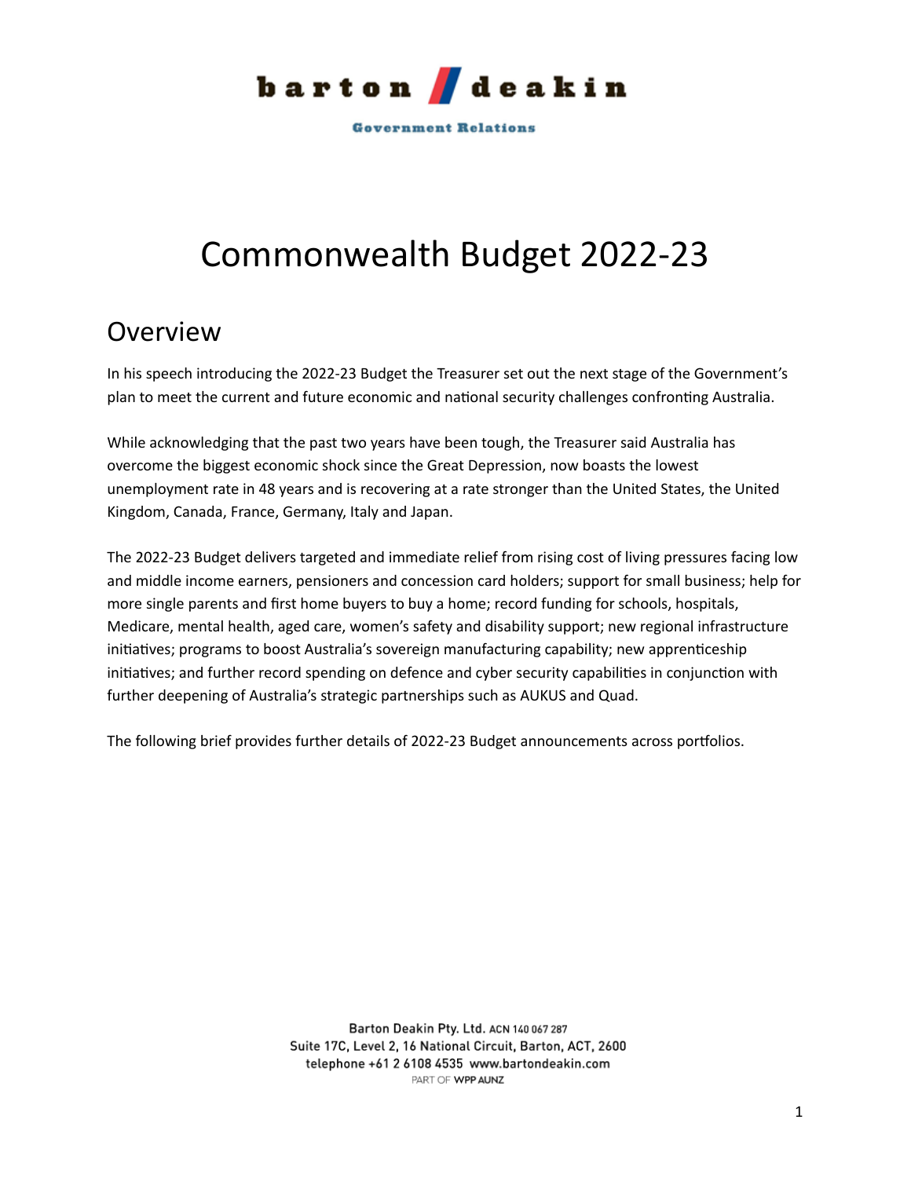barton deakin

Government Relations

# Commonwealth Budget 2022-23

## Overview

In his speech introducing the 2022-23 Budget the Treasurer set out the next stage of the Government's plan to meet the current and future economic and national security challenges confronting Australia.

While acknowledging that the past two years have been tough, the Treasurer said Australia has overcome the biggest economic shock since the Great Depression, now boasts the lowest unemployment rate in 48 years and is recovering at a rate stronger than the United States, the United Kingdom, Canada, France, Germany, Italy and Japan.

The 2022-23 Budget delivers targeted and immediate relief from rising cost of living pressures facing low and middle income earners, pensioners and concession card holders; support for small business; help for more single parents and first home buyers to buy a home; record funding for schools, hospitals, Medicare, mental health, aged care, women's safety and disability support; new regional infrastructure initiatives; programs to boost Australia's sovereign manufacturing capability; new apprenticeship initiatives; and further record spending on defence and cyber security capabilities in conjunction with further deepening of Australia's strategic partnerships such as AUKUS and Quad.

The following brief provides further details of 2022-23 Budget announcements across portfolios.

Barton Deakin Pty. Ltd. ACN 140 067 287
Suite 17C, Level 2, 16 National Circuit, Barton, ACT, 2600
telephone +61 2 6108 4535 www.bartondeakin.com
PART OF WPP AUNZ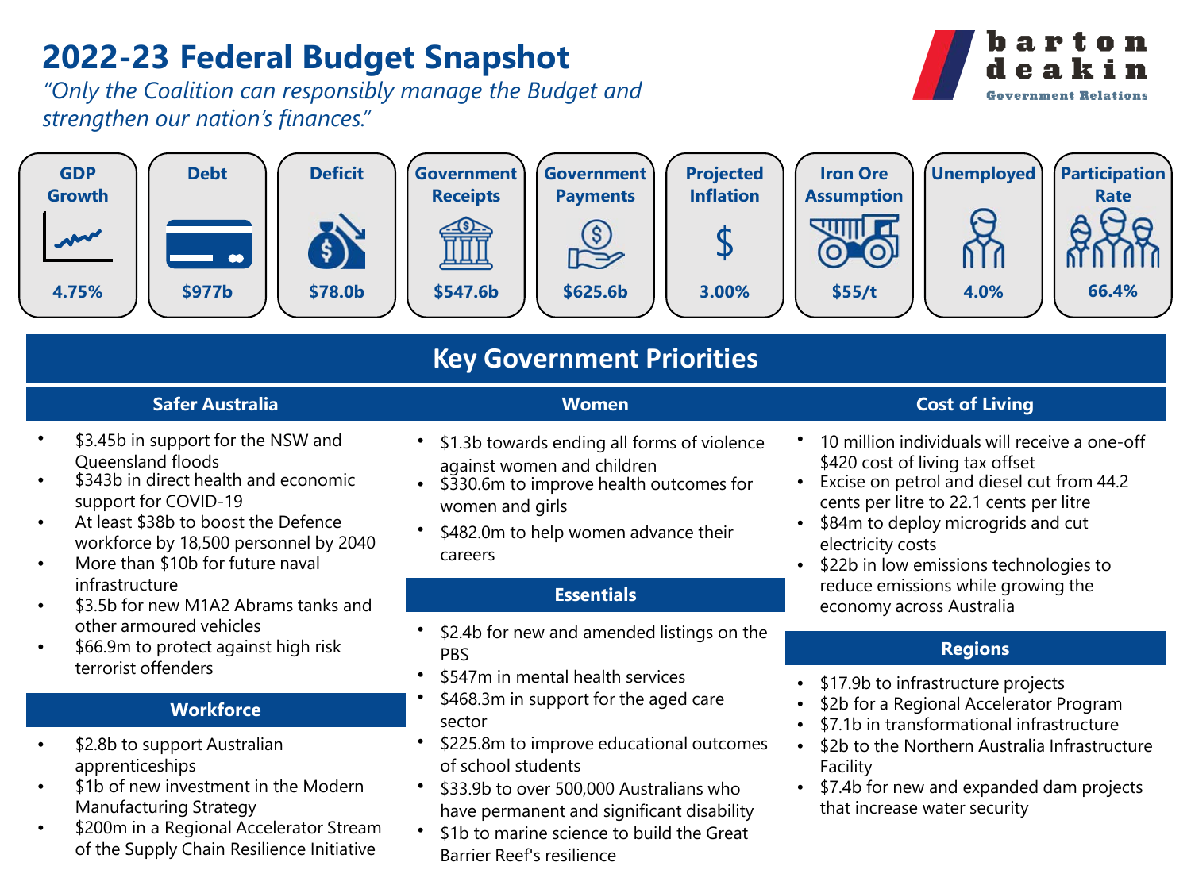# 2022-23 Federal Budget Snapshot

*"Only the Coalition can responsibly manage the Budget and strengthen our nation's finances."*

barton deakin Government Relations

| GDP Growth | Debt | Deficit | Government Receipts | Government Payments | Projected Inflation | Iron Ore Assumption | Unemployed | Participation Rate |
|---|---|---|---|---|---|---|---|---|
| 4.75% | $977b | $78.0b | $547.6b | $625.6b | 3.00% | $55/t | 4.0% | 66.4% |

## Key Government Priorities

### Safer Australia

- $3.45b in support for the NSW and Queensland floods
- $343b in direct health and economic support for COVID-19
- At least $38b to boost the Defence workforce by 18,500 personnel by 2040
- More than $10b for future naval infrastructure
- $3.5b for new M1A2 Abrams tanks and other armoured vehicles
- $66.9m to protect against high risk terrorist offenders

### Workforce

- $2.8b to support Australian apprenticeships
- $1b of new investment in the Modern Manufacturing Strategy
- $200m in a Regional Accelerator Stream of the Supply Chain Resilience Initiative

### Women

- $1.3b towards ending all forms of violence against women and children
- $330.6m to improve health outcomes for women and girls
- $482.0m to help women advance their careers

### Essentials

- $2.4b for new and amended listings on the PBS
- $547m in mental health services
- $468.3m in support for the aged care sector
- $225.8m to improve educational outcomes of school students
- $33.9b to over 500,000 Australians who have permanent and significant disability
- $1b to marine science to build the Great Barrier Reef's resilience

### Cost of Living

- 10 million individuals will receive a one-off $420 cost of living tax offset
- Excise on petrol and diesel cut from 44.2 cents per litre to 22.1 cents per litre
- $84m to deploy microgrids and cut electricity costs
- $22b in low emissions technologies to reduce emissions while growing the economy across Australia

### Regions

- $17.9b to infrastructure projects
- $2b for a Regional Accelerator Program
- $7.1b in transformational infrastructure
- $2b to the Northern Australia Infrastructure Facility
- $7.4b for new and expanded dam projects that increase water security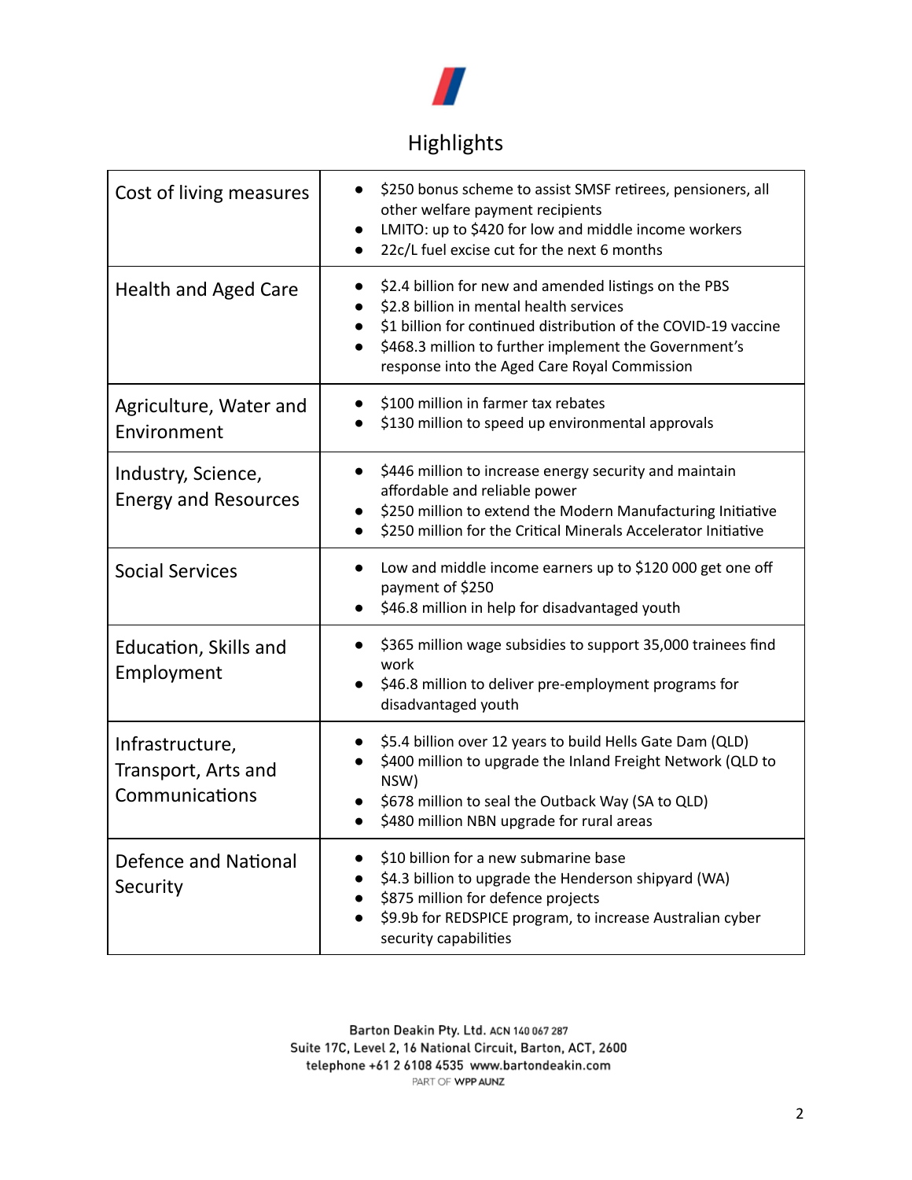## Highlights

| | |
|---|---|
| Cost of living measures | • $250 bonus scheme to assist SMSF retirees, pensioners, all other welfare payment recipients<br>• LMITO: up to $420 for low and middle income workers<br>• 22c/L fuel excise cut for the next 6 months |
| Health and Aged Care | • $2.4 billion for new and amended listings on the PBS<br>• $2.8 billion in mental health services<br>• $1 billion for continued distribution of the COVID-19 vaccine<br>• $468.3 million to further implement the Government's response into the Aged Care Royal Commission |
| Agriculture, Water and Environment | • $100 million in farmer tax rebates<br>• $130 million to speed up environmental approvals |
| Industry, Science, Energy and Resources | • $446 million to increase energy security and maintain affordable and reliable power<br>• $250 million to extend the Modern Manufacturing Initiative<br>• $250 million for the Critical Minerals Accelerator Initiative |
| Social Services | • Low and middle income earners up to $120 000 get one off payment of $250<br>• $46.8 million in help for disadvantaged youth |
| Education, Skills and Employment | • $365 million wage subsidies to support 35,000 trainees find work<br>• $46.8 million to deliver pre-employment programs for disadvantaged youth |
| Infrastructure, Transport, Arts and Communications | • $5.4 billion over 12 years to build Hells Gate Dam (QLD)<br>• $400 million to upgrade the Inland Freight Network (QLD to NSW)<br>• $678 million to seal the Outback Way (SA to QLD)<br>• $480 million NBN upgrade for rural areas |
| Defence and National Security | • $10 billion for a new submarine base<br>• $4.3 billion to upgrade the Henderson shipyard (WA)<br>• $875 million for defence projects<br>• $9.9b for REDSPICE program, to increase Australian cyber security capabilities |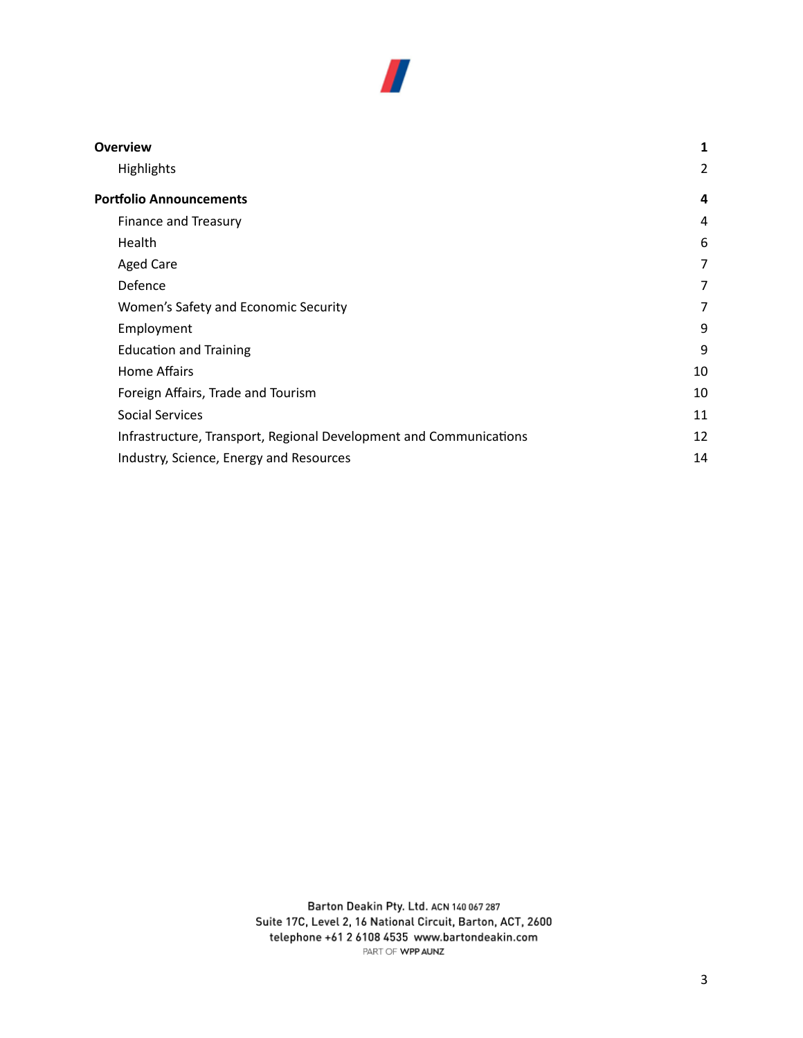| | |
|---|---|
| **Overview** | **1** |
| Highlights | 2 |
| **Portfolio Announcements** | **4** |
| Finance and Treasury | 4 |
| Health | 6 |
| Aged Care | 7 |
| Defence | 7 |
| Women's Safety and Economic Security | 7 |
| Employment | 9 |
| Education and Training | 9 |
| Home Affairs | 10 |
| Foreign Affairs, Trade and Tourism | 10 |
| Social Services | 11 |
| Infrastructure, Transport, Regional Development and Communications | 12 |
| Industry, Science, Energy and Resources | 14 |

Barton Deakin Pty. Ltd. ACN 140 067 287
Suite 17C, Level 2, 16 National Circuit, Barton, ACT, 2600
telephone +61 2 6108 4535 www.bartondeakin.com
PART OF WPP AUNZ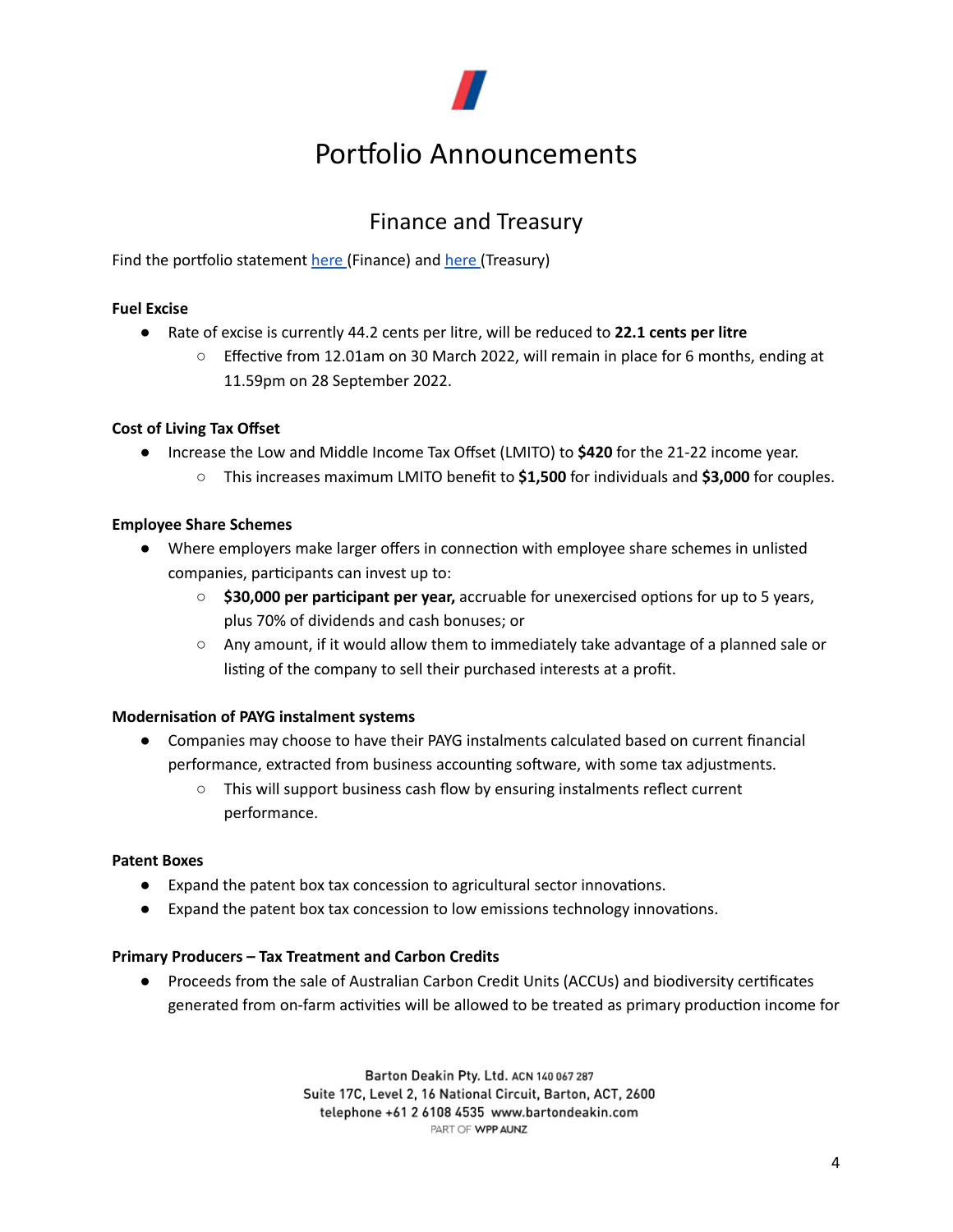# Portfolio Announcements

## Finance and Treasury

Find the portfolio statement here (Finance) and here (Treasury)

**Fuel Excise**

- Rate of excise is currently 44.2 cents per litre, will be reduced to **22.1 cents per litre**
  - Effective from 12.01am on 30 March 2022, will remain in place for 6 months, ending at 11.59pm on 28 September 2022.

**Cost of Living Tax Offset**

- Increase the Low and Middle Income Tax Offset (LMITO) to **$420** for the 21-22 income year.
  - This increases maximum LMITO benefit to **$1,500** for individuals and **$3,000** for couples.

**Employee Share Schemes**

- Where employers make larger offers in connection with employee share schemes in unlisted companies, participants can invest up to:
  - **$30,000 per participant per year,** accruable for unexercised options for up to 5 years, plus 70% of dividends and cash bonuses; or
  - Any amount, if it would allow them to immediately take advantage of a planned sale or listing of the company to sell their purchased interests at a profit.

**Modernisation of PAYG instalment systems**

- Companies may choose to have their PAYG instalments calculated based on current financial performance, extracted from business accounting software, with some tax adjustments.
  - This will support business cash flow by ensuring instalments reflect current performance.

**Patent Boxes**

- Expand the patent box tax concession to agricultural sector innovations.
- Expand the patent box tax concession to low emissions technology innovations.

**Primary Producers – Tax Treatment and Carbon Credits**

- Proceeds from the sale of Australian Carbon Credit Units (ACCUs) and biodiversity certificates generated from on-farm activities will be allowed to be treated as primary production income for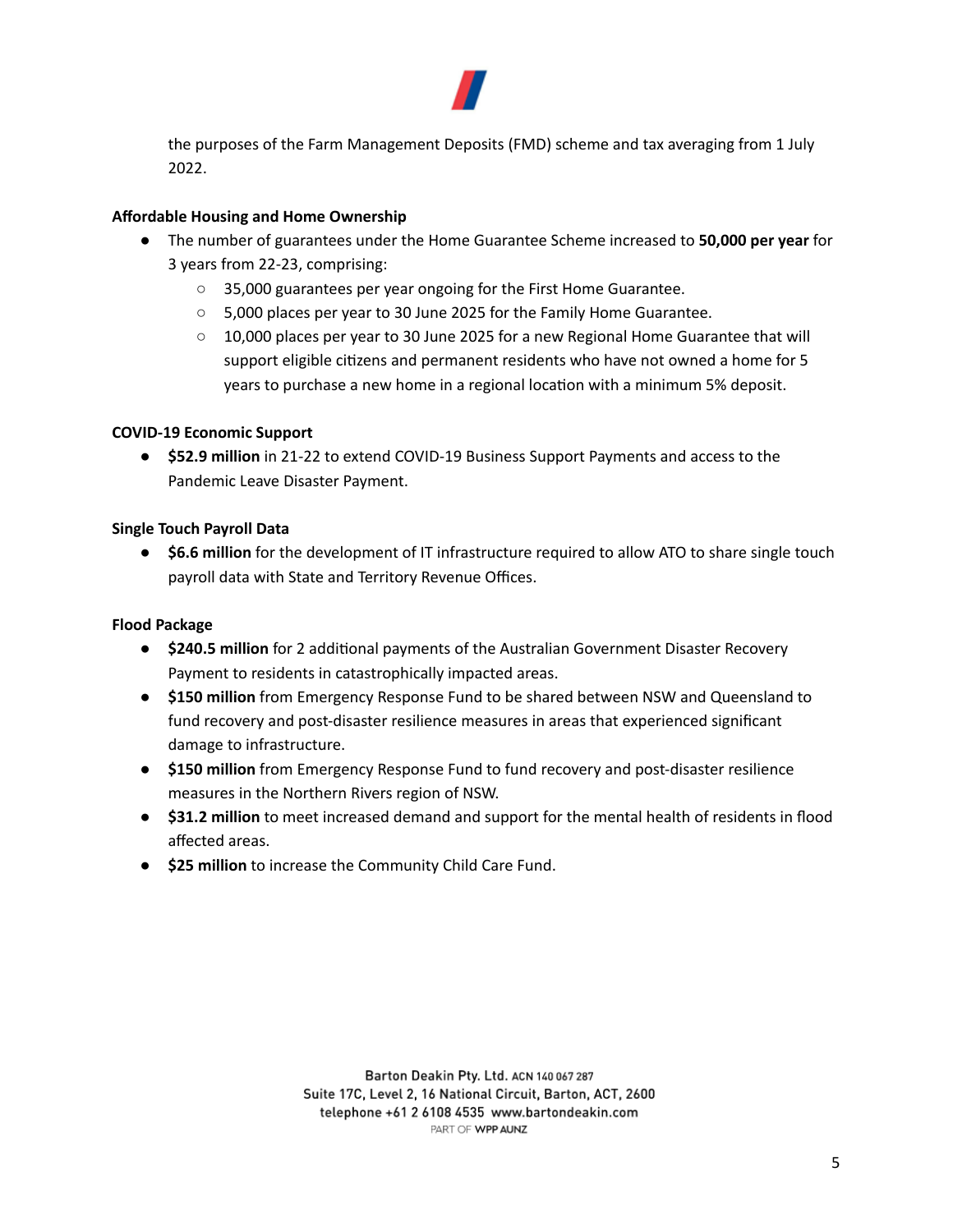the purposes of the Farm Management Deposits (FMD) scheme and tax averaging from 1 July 2022.

**Affordable Housing and Home Ownership**

- The number of guarantees under the Home Guarantee Scheme increased to **50,000 per year** for 3 years from 22-23, comprising:
  - 35,000 guarantees per year ongoing for the First Home Guarantee.
  - 5,000 places per year to 30 June 2025 for the Family Home Guarantee.
  - 10,000 places per year to 30 June 2025 for a new Regional Home Guarantee that will support eligible citizens and permanent residents who have not owned a home for 5 years to purchase a new home in a regional location with a minimum 5% deposit.

**COVID-19 Economic Support**

- **$52.9 million** in 21-22 to extend COVID-19 Business Support Payments and access to the Pandemic Leave Disaster Payment.

**Single Touch Payroll Data**

- **$6.6 million** for the development of IT infrastructure required to allow ATO to share single touch payroll data with State and Territory Revenue Offices.

**Flood Package**

- **$240.5 million** for 2 additional payments of the Australian Government Disaster Recovery Payment to residents in catastrophically impacted areas.
- **$150 million** from Emergency Response Fund to be shared between NSW and Queensland to fund recovery and post-disaster resilience measures in areas that experienced significant damage to infrastructure.
- **$150 million** from Emergency Response Fund to fund recovery and post-disaster resilience measures in the Northern Rivers region of NSW.
- **$31.2 million** to meet increased demand and support for the mental health of residents in flood affected areas.
- **$25 million** to increase the Community Child Care Fund.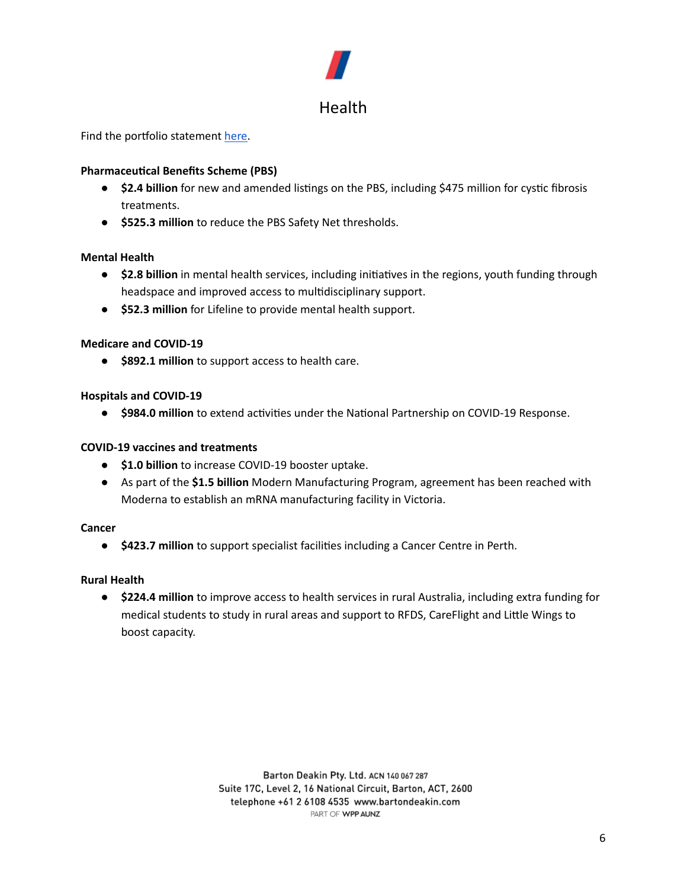# Health

Find the portfolio statement here.

**Pharmaceutical Benefits Scheme (PBS)**

- **$2.4 billion** for new and amended listings on the PBS, including $475 million for cystic fibrosis treatments.
- **$525.3 million** to reduce the PBS Safety Net thresholds.

**Mental Health**

- **$2.8 billion** in mental health services, including initiatives in the regions, youth funding through headspace and improved access to multidisciplinary support.
- **$52.3 million** for Lifeline to provide mental health support.

**Medicare and COVID-19**

- **$892.1 million** to support access to health care.

**Hospitals and COVID-19**

- **$984.0 million** to extend activities under the National Partnership on COVID-19 Response.

**COVID-19 vaccines and treatments**

- **$1.0 billion** to increase COVID-19 booster uptake.
- As part of the **$1.5 billion** Modern Manufacturing Program, agreement has been reached with Moderna to establish an mRNA manufacturing facility in Victoria.

**Cancer**

- **$423.7 million** to support specialist facilities including a Cancer Centre in Perth.

**Rural Health**

- **$224.4 million** to improve access to health services in rural Australia, including extra funding for medical students to study in rural areas and support to RFDS, CareFlight and Little Wings to boost capacity.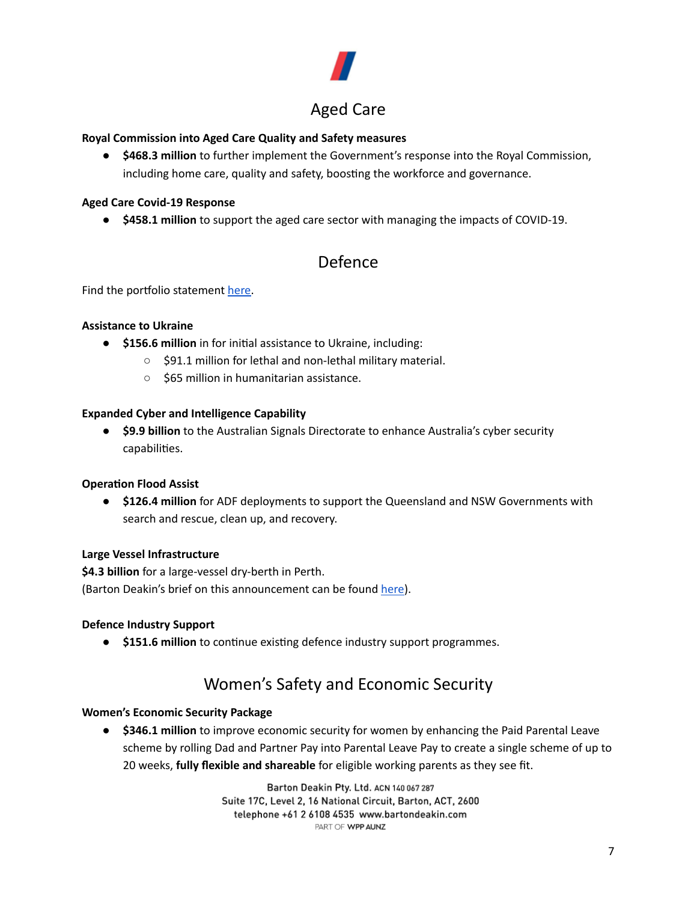## Aged Care

**Royal Commission into Aged Care Quality and Safety measures**

- **$468.3 million** to further implement the Government's response into the Royal Commission, including home care, quality and safety, boosting the workforce and governance.

**Aged Care Covid-19 Response**

- **$458.1 million** to support the aged care sector with managing the impacts of COVID-19.

## Defence

Find the portfolio statement [here](#).

**Assistance to Ukraine**

- **$156.6 million** in for initial assistance to Ukraine, including:
  - $91.1 million for lethal and non-lethal military material.
  - $65 million in humanitarian assistance.

**Expanded Cyber and Intelligence Capability**

- **$9.9 billion** to the Australian Signals Directorate to enhance Australia's cyber security capabilities.

**Operation Flood Assist**

- **$126.4 million** for ADF deployments to support the Queensland and NSW Governments with search and rescue, clean up, and recovery.

**Large Vessel Infrastructure**

**$4.3 billion** for a large-vessel dry-berth in Perth.
(Barton Deakin's brief on this announcement can be found [here](#)).

**Defence Industry Support**

- **$151.6 million** to continue existing defence industry support programmes.

## Women's Safety and Economic Security

**Women's Economic Security Package**

- **$346.1 million** to improve economic security for women by enhancing the Paid Parental Leave scheme by rolling Dad and Partner Pay into Parental Leave Pay to create a single scheme of up to 20 weeks, **fully flexible and shareable** for eligible working parents as they see fit.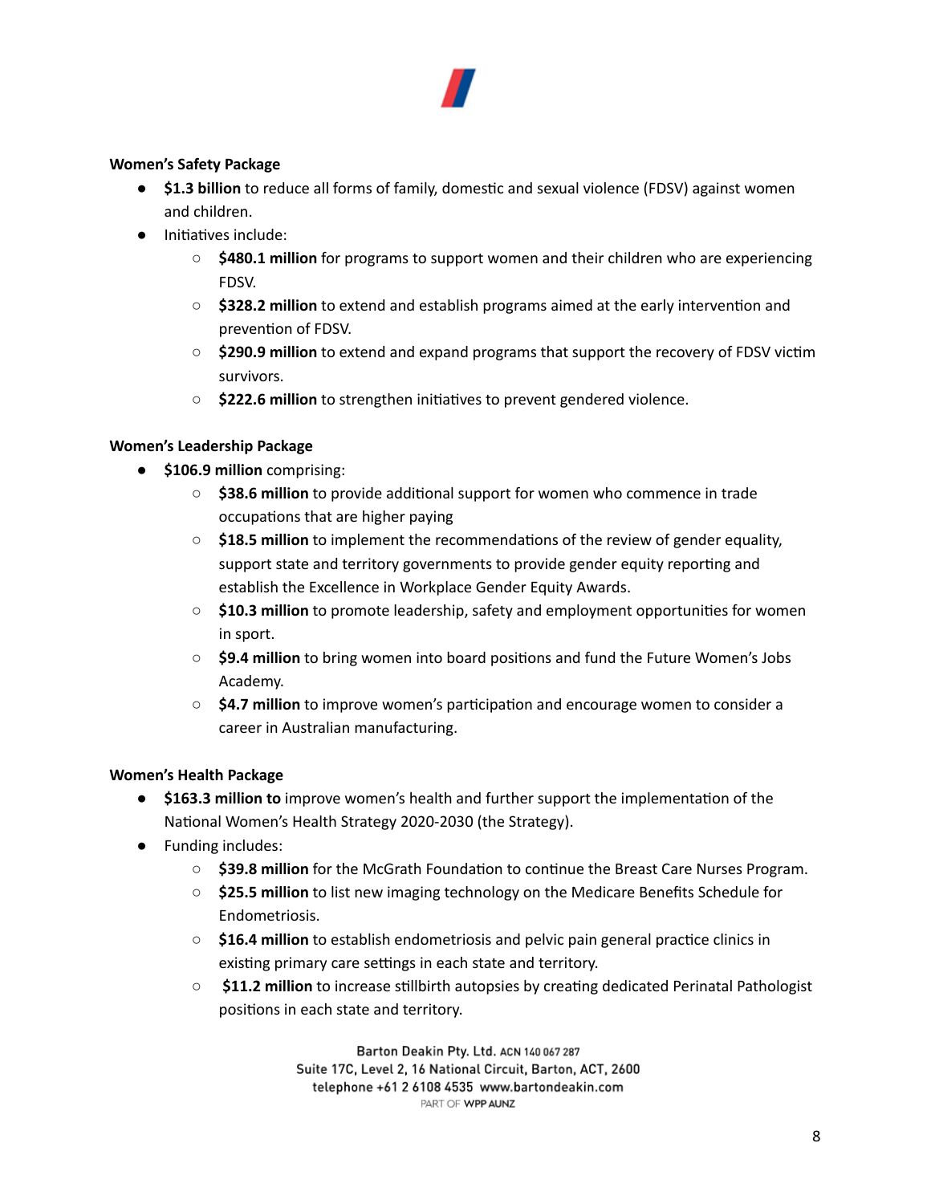**Women's Safety Package**

- **$1.3 billion** to reduce all forms of family, domestic and sexual violence (FDSV) against women and children.
- Initiatives include:
    - **$480.1 million** for programs to support women and their children who are experiencing FDSV.
    - **$328.2 million** to extend and establish programs aimed at the early intervention and prevention of FDSV.
    - **$290.9 million** to extend and expand programs that support the recovery of FDSV victim survivors.
    - **$222.6 million** to strengthen initiatives to prevent gendered violence.

**Women's Leadership Package**

- **$106.9 million** comprising:
    - **$38.6 million** to provide additional support for women who commence in trade occupations that are higher paying
    - **$18.5 million** to implement the recommendations of the review of gender equality, support state and territory governments to provide gender equity reporting and establish the Excellence in Workplace Gender Equity Awards.
    - **$10.3 million** to promote leadership, safety and employment opportunities for women in sport.
    - **$9.4 million** to bring women into board positions and fund the Future Women's Jobs Academy.
    - **$4.7 million** to improve women's participation and encourage women to consider a career in Australian manufacturing.

**Women's Health Package**

- **$163.3 million to** improve women's health and further support the implementation of the National Women's Health Strategy 2020-2030 (the Strategy).
- Funding includes:
    - **$39.8 million** for the McGrath Foundation to continue the Breast Care Nurses Program.
    - **$25.5 million** to list new imaging technology on the Medicare Benefits Schedule for Endometriosis.
    - **$16.4 million** to establish endometriosis and pelvic pain general practice clinics in existing primary care settings in each state and territory.
    - **$11.2 million** to increase stillbirth autopsies by creating dedicated Perinatal Pathologist positions in each state and territory.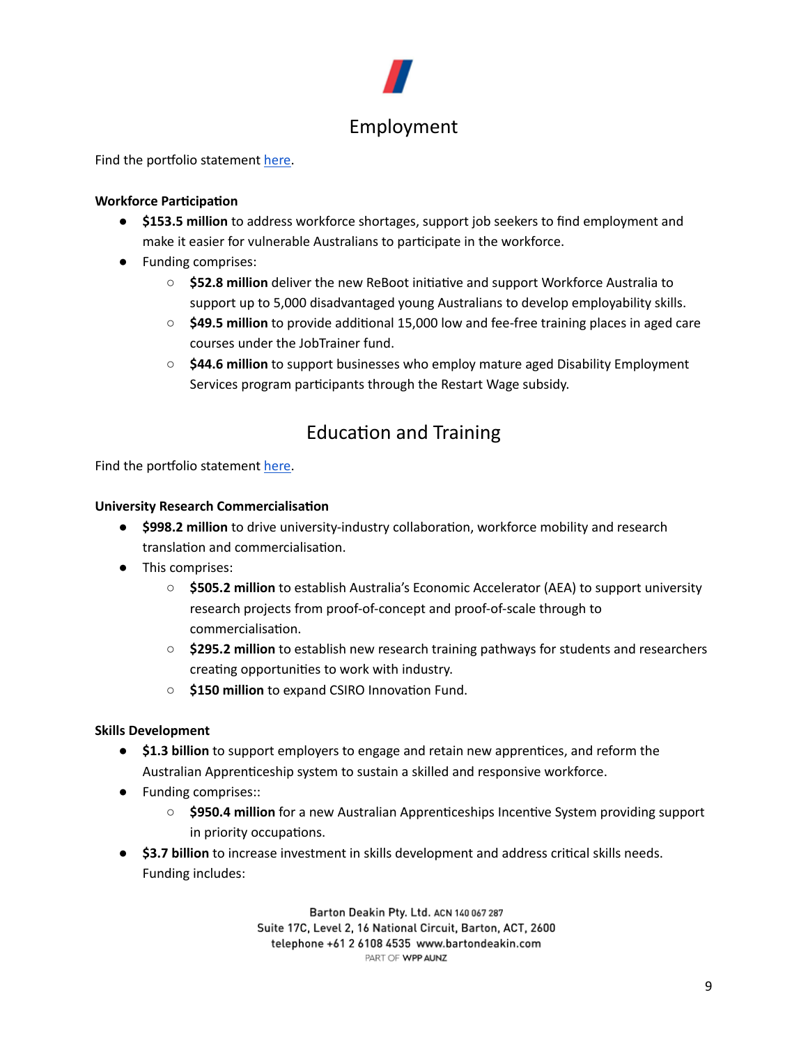## Employment

Find the portfolio statement here.

**Workforce Participation**

- **$153.5 million** to address workforce shortages, support job seekers to find employment and make it easier for vulnerable Australians to participate in the workforce.
- Funding comprises:
  - **$52.8 million** deliver the new ReBoot initiative and support Workforce Australia to support up to 5,000 disadvantaged young Australians to develop employability skills.
  - **$49.5 million** to provide additional 15,000 low and fee-free training places in aged care courses under the JobTrainer fund.
  - **$44.6 million** to support businesses who employ mature aged Disability Employment Services program participants through the Restart Wage subsidy.

## Education and Training

Find the portfolio statement here.

**University Research Commercialisation**

- **$998.2 million** to drive university-industry collaboration, workforce mobility and research translation and commercialisation.
- This comprises:
  - **$505.2 million** to establish Australia's Economic Accelerator (AEA) to support university research projects from proof-of-concept and proof-of-scale through to commercialisation.
  - **$295.2 million** to establish new research training pathways for students and researchers creating opportunities to work with industry.
  - **$150 million** to expand CSIRO Innovation Fund.

**Skills Development**

- **$1.3 billion** to support employers to engage and retain new apprentices, and reform the Australian Apprenticeship system to sustain a skilled and responsive workforce.
- Funding comprises::
  - **$950.4 million** for a new Australian Apprenticeships Incentive System providing support in priority occupations.
- **$3.7 billion** to increase investment in skills development and address critical skills needs. Funding includes: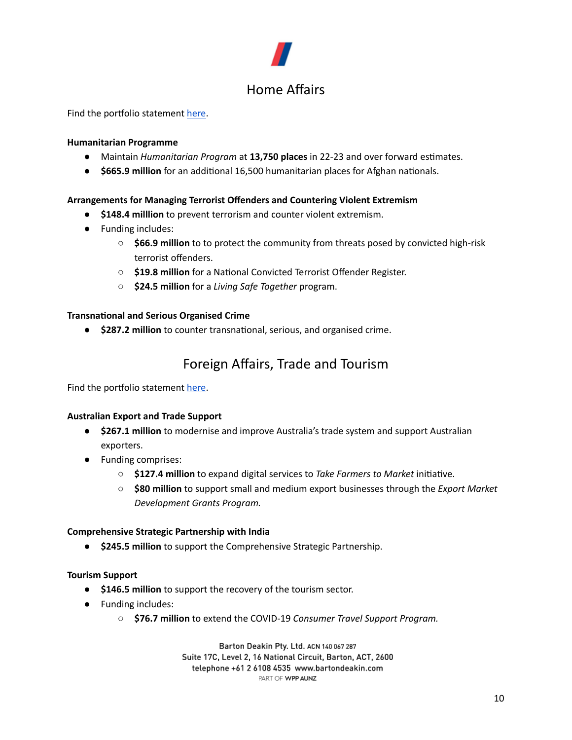## Home Affairs

Find the portfolio statement here.

**Humanitarian Programme**

- Maintain *Humanitarian Program* at **13,750 places** in 22-23 and over forward estimates.
- **$665.9 million** for an additional 16,500 humanitarian places for Afghan nationals.

**Arrangements for Managing Terrorist Offenders and Countering Violent Extremism**

- **$148.4 milllion** to prevent terrorism and counter violent extremism.
- Funding includes:
  - **$66.9 million** to to protect the community from threats posed by convicted high-risk terrorist offenders.
  - **$19.8 million** for a National Convicted Terrorist Offender Register.
  - **$24.5 million** for a *Living Safe Together* program.

**Transnational and Serious Organised Crime**

- **$287.2 million** to counter transnational, serious, and organised crime.

## Foreign Affairs, Trade and Tourism

Find the portfolio statement here.

**Australian Export and Trade Support**

- **$267.1 million** to modernise and improve Australia's trade system and support Australian exporters.
- Funding comprises:
  - **$127.4 million** to expand digital services to *Take Farmers to Market* initiative.
  - **$80 million** to support small and medium export businesses through the *Export Market Development Grants Program.*

**Comprehensive Strategic Partnership with India**

- **$245.5 million** to support the Comprehensive Strategic Partnership.

**Tourism Support**

- **$146.5 million** to support the recovery of the tourism sector.
- Funding includes:
  - **$76.7 million** to extend the COVID-19 *Consumer Travel Support Program.*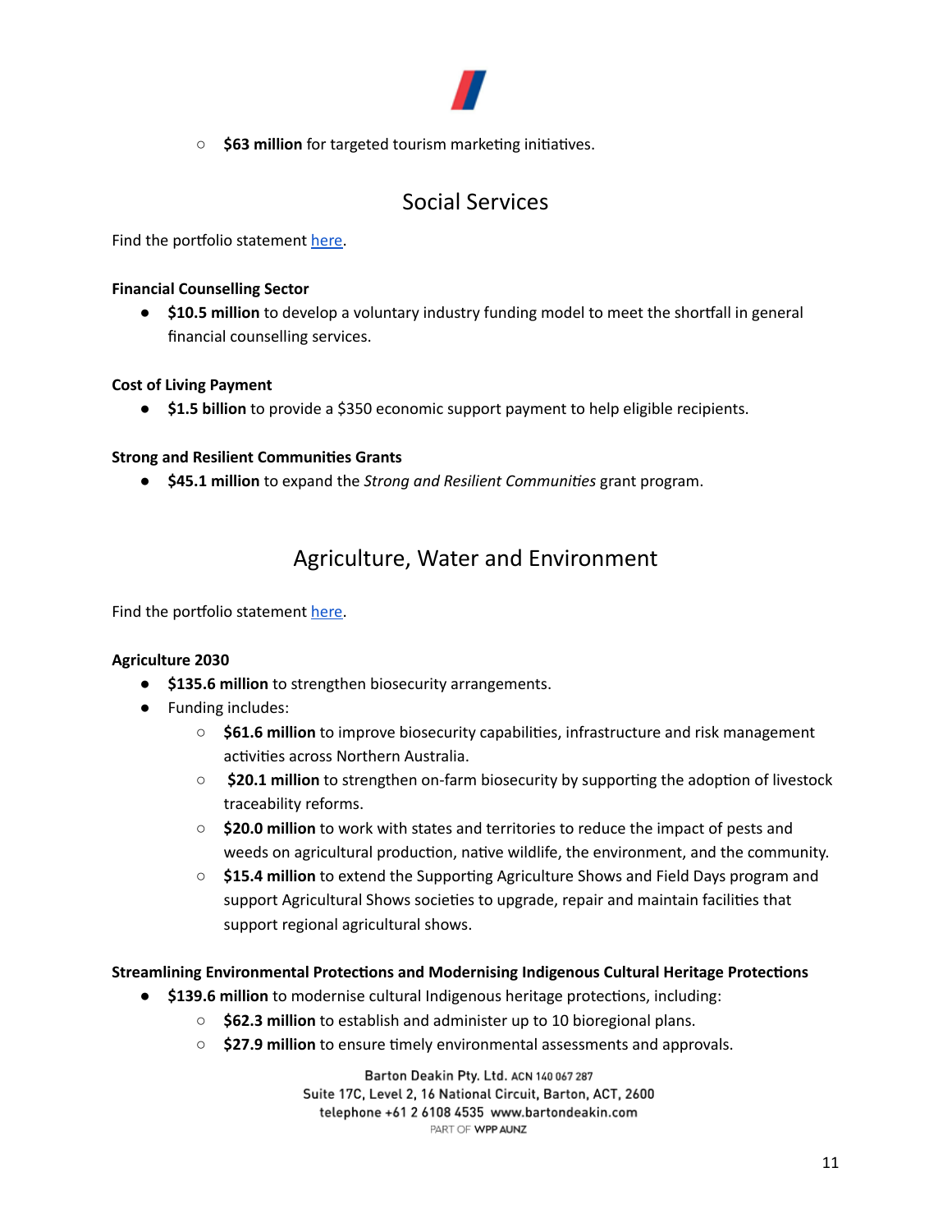- **$63 million** for targeted tourism marketing initiatives.

## Social Services

Find the portfolio statement here.

**Financial Counselling Sector**

- **$10.5 million** to develop a voluntary industry funding model to meet the shortfall in general financial counselling services.

**Cost of Living Payment**

- **$1.5 billion** to provide a $350 economic support payment to help eligible recipients.

**Strong and Resilient Communities Grants**

- **$45.1 million** to expand the *Strong and Resilient Communities* grant program.

## Agriculture, Water and Environment

Find the portfolio statement here.

**Agriculture 2030**

- **$135.6 million** to strengthen biosecurity arrangements.
- Funding includes:
  - **$61.6 million** to improve biosecurity capabilities, infrastructure and risk management activities across Northern Australia.
  - **$20.1 million** to strengthen on-farm biosecurity by supporting the adoption of livestock traceability reforms.
  - **$20.0 million** to work with states and territories to reduce the impact of pests and weeds on agricultural production, native wildlife, the environment, and the community.
  - **$15.4 million** to extend the Supporting Agriculture Shows and Field Days program and support Agricultural Shows societies to upgrade, repair and maintain facilities that support regional agricultural shows.

**Streamlining Environmental Protections and Modernising Indigenous Cultural Heritage Protections**

- **$139.6 million** to modernise cultural Indigenous heritage protections, including:
  - **$62.3 million** to establish and administer up to 10 bioregional plans.
  - **$27.9 million** to ensure timely environmental assessments and approvals.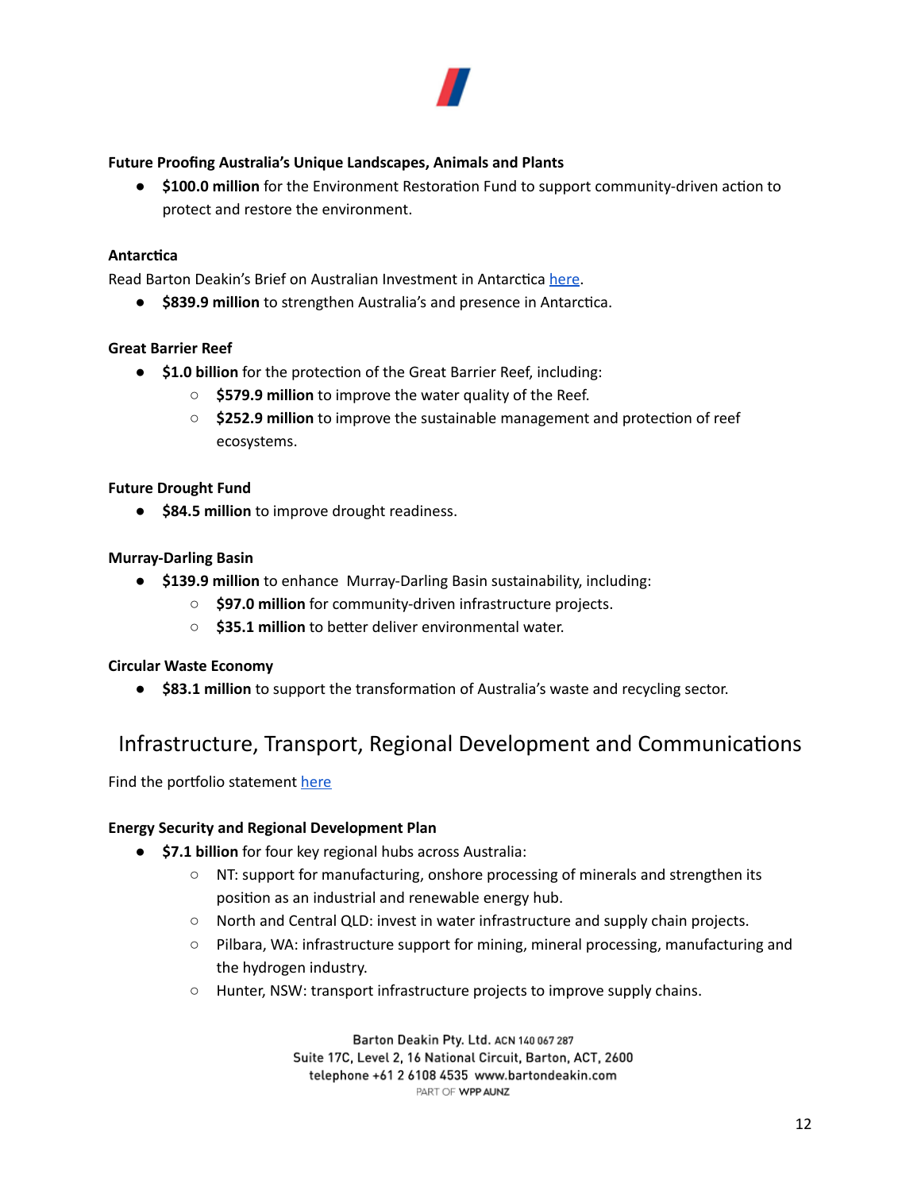**Future Proofing Australia's Unique Landscapes, Animals and Plants**

- **$100.0 million** for the Environment Restoration Fund to support community-driven action to protect and restore the environment.

**Antarctica**

Read Barton Deakin's Brief on Australian Investment in Antarctica [here](#).

- **$839.9 million** to strengthen Australia's and presence in Antarctica.

**Great Barrier Reef**

- **$1.0 billion** for the protection of the Great Barrier Reef, including:
  - **$579.9 million** to improve the water quality of the Reef.
  - **$252.9 million** to improve the sustainable management and protection of reef ecosystems.

**Future Drought Fund**

- **$84.5 million** to improve drought readiness.

**Murray-Darling Basin**

- **$139.9 million** to enhance Murray-Darling Basin sustainability, including:
  - **$97.0 million** for community-driven infrastructure projects.
  - **$35.1 million** to better deliver environmental water.

**Circular Waste Economy**

- **$83.1 million** to support the transformation of Australia's waste and recycling sector.

## Infrastructure, Transport, Regional Development and Communications

Find the portfolio statement [here](#)

**Energy Security and Regional Development Plan**

- **$7.1 billion** for four key regional hubs across Australia:
  - NT: support for manufacturing, onshore processing of minerals and strengthen its position as an industrial and renewable energy hub.
  - North and Central QLD: invest in water infrastructure and supply chain projects.
  - Pilbara, WA: infrastructure support for mining, mineral processing, manufacturing and the hydrogen industry.
  - Hunter, NSW: transport infrastructure projects to improve supply chains.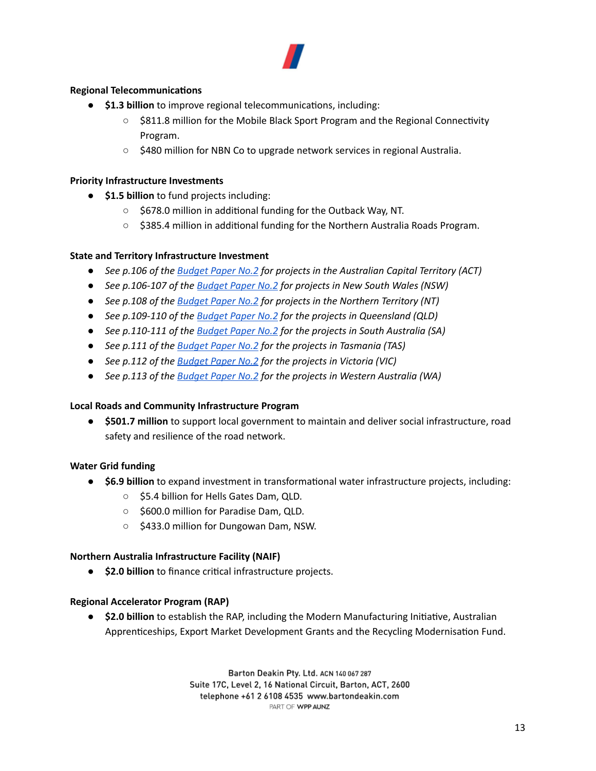**Regional Telecommunications**

- **$1.3 billion** to improve regional telecommunications, including:
  - $811.8 million for the Mobile Black Sport Program and the Regional Connectivity Program.
  - $480 million for NBN Co to upgrade network services in regional Australia.

**Priority Infrastructure Investments**

- **$1.5 billion** to fund projects including:
  - $678.0 million in additional funding for the Outback Way, NT.
  - $385.4 million in additional funding for the Northern Australia Roads Program.

**State and Territory Infrastructure Investment**

- *See p.106 of the Budget Paper No.2 for projects in the Australian Capital Territory (ACT)*
- *See p.106-107 of the Budget Paper No.2 for projects in New South Wales (NSW)*
- *See p.108 of the Budget Paper No.2 for projects in the Northern Territory (NT)*
- *See p.109-110 of the Budget Paper No.2 for the projects in Queensland (QLD)*
- *See p.110-111 of the Budget Paper No.2 for the projects in South Australia (SA)*
- *See p.111 of the Budget Paper No.2 for the projects in Tasmania (TAS)*
- *See p.112 of the Budget Paper No.2 for the projects in Victoria (VIC)*
- *See p.113 of the Budget Paper No.2 for the projects in Western Australia (WA)*

**Local Roads and Community Infrastructure Program**

- **$501.7 million** to support local government to maintain and deliver social infrastructure, road safety and resilience of the road network.

**Water Grid funding**

- **$6.9 billion** to expand investment in transformational water infrastructure projects, including:
  - $5.4 billion for Hells Gates Dam, QLD.
  - $600.0 million for Paradise Dam, QLD.
  - $433.0 million for Dungowan Dam, NSW.

**Northern Australia Infrastructure Facility (NAIF)**

- **$2.0 billion** to finance critical infrastructure projects.

**Regional Accelerator Program (RAP)**

- **$2.0 billion** to establish the RAP, including the Modern Manufacturing Initiative, Australian Apprenticeships, Export Market Development Grants and the Recycling Modernisation Fund.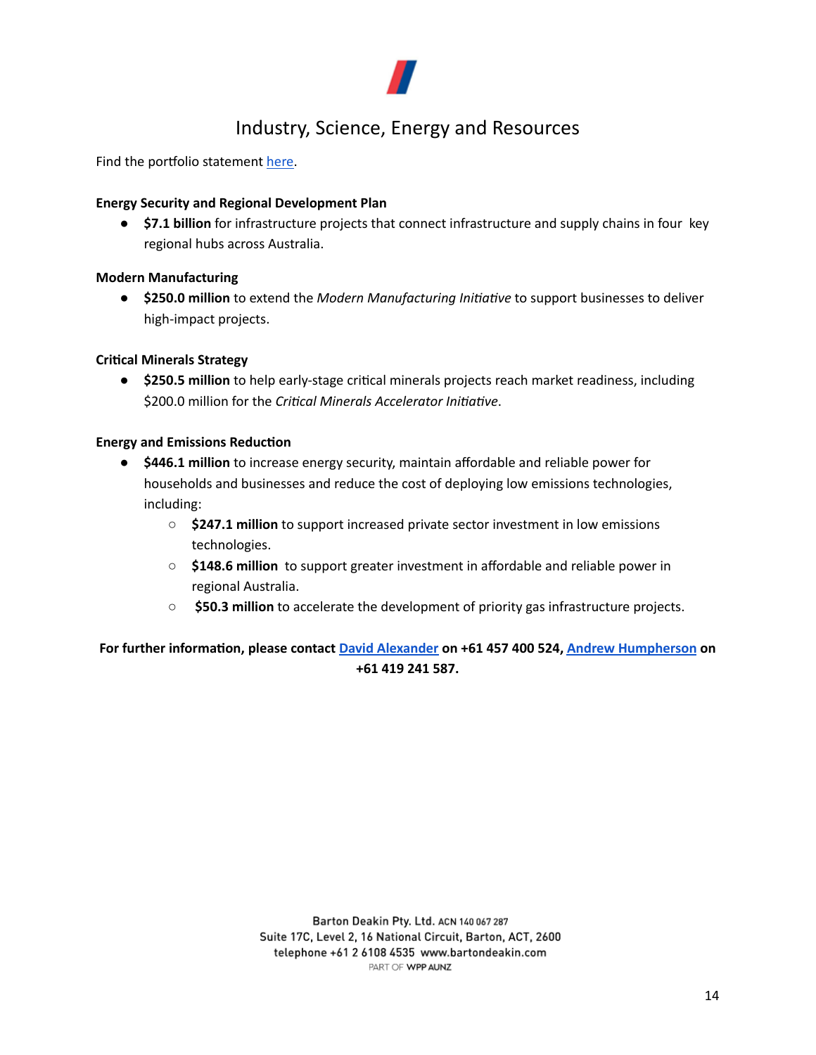# Industry, Science, Energy and Resources

Find the portfolio statement here.

**Energy Security and Regional Development Plan**

- **$7.1 billion** for infrastructure projects that connect infrastructure and supply chains in four key regional hubs across Australia.

**Modern Manufacturing**

- **$250.0 million** to extend the *Modern Manufacturing Initiative* to support businesses to deliver high-impact projects.

**Critical Minerals Strategy**

- **$250.5 million** to help early-stage critical minerals projects reach market readiness, including $200.0 million for the *Critical Minerals Accelerator Initiative*.

**Energy and Emissions Reduction**

- **$446.1 million** to increase energy security, maintain affordable and reliable power for households and businesses and reduce the cost of deploying low emissions technologies, including:
  - **$247.1 million** to support increased private sector investment in low emissions technologies.
  - **$148.6 million** to support greater investment in affordable and reliable power in regional Australia.
  - **$50.3 million** to accelerate the development of priority gas infrastructure projects.

**For further information, please contact David Alexander on +61 457 400 524, Andrew Humpherson on +61 419 241 587.**

Barton Deakin Pty. Ltd. ACN 140 067 287
Suite 17C, Level 2, 16 National Circuit, Barton, ACT, 2600
telephone +61 2 6108 4535 www.bartondeakin.com
PART OF WPP AUNZ